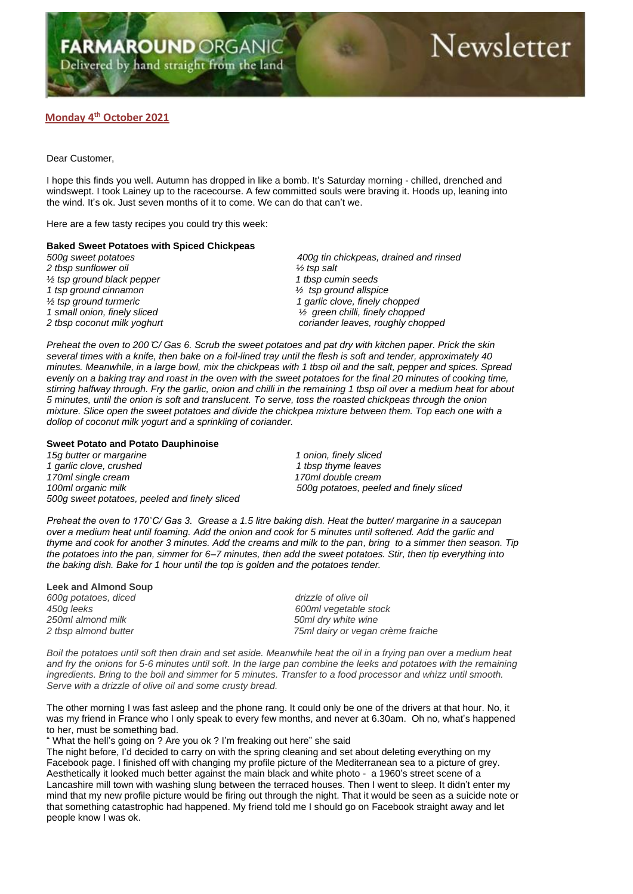# FARMAROUND ORGANIC Newsletter

Delivered by hand straight from the land

**Monday 4th October 2021**

Dear Customer,

I hope this finds you well. Autumn has dropped in like a bomb. It's Saturday morning - chilled, drenched and windswept. I took Lainey up to the racecourse. A few committed souls were braving it. Hoods up, leaning into the wind. It's ok. Just seven months of it to come. We can do that can't we.

Here are a few tasty recipes you could try this week:

**Baked Sweet Potatoes with Spiced Chickpeas**

*500g sweet potatoes*
*2 tbsp sunflower oil*
*½ tsp ground black pepper*
*1 tsp ground cinnamon*
*½ tsp ground turmeric*
*1 small onion, finely sliced*
*2 tbsp coconut milk yoghurt*
*400g tin chickpeas, drained and rinsed*
*½ tsp salt*
*1 tbsp cumin seeds*
*½ tsp ground allspice*
*1 garlic clove, finely chopped*
*½ green chilli, finely chopped*
*coriander leaves, roughly chopped*

*Preheat the oven to 200 ̊C/ Gas 6. Scrub the sweet potatoes and pat dry with kitchen paper. Prick the skin several times with a knife, then bake on a foil-lined tray until the flesh is soft and tender, approximately 40 minutes. Meanwhile, in a large bowl, mix the chickpeas with 1 tbsp oil and the salt, pepper and spices. Spread evenly on a baking tray and roast in the oven with the sweet potatoes for the final 20 minutes of cooking time, stirring halfway through. Fry the garlic, onion and chilli in the remaining 1 tbsp oil over a medium heat for about 5 minutes, until the onion is soft and translucent. To serve, toss the roasted chickpeas through the onion mixture. Slice open the sweet potatoes and divide the chickpea mixture between them. Top each one with a dollop of coconut milk yogurt and a sprinkling of coriander.*

**Sweet Potato and Potato Dauphinoise**

*15g butter or margarine*
*1 garlic clove, crushed*
*170ml single cream*
*100ml organic milk*
*500g sweet potatoes, peeled and finely sliced*
*1 onion, finely sliced*
*1 tbsp thyme leaves*
*170ml double cream*
*500g potatoes, peeled and finely sliced*

*Preheat the oven to 170˚C/ Gas 3. Grease a 1.5 litre baking dish. Heat the butter/ margarine in a saucepan over a medium heat until foaming. Add the onion and cook for 5 minutes until softened. Add the garlic and thyme and cook for another 3 minutes. Add the creams and milk to the pan, bring to a simmer then season. Tip the potatoes into the pan, simmer for 6–7 minutes, then add the sweet potatoes. Stir, then tip everything into the baking dish. Bake for 1 hour until the top is golden and the potatoes tender.*

**Leek and Almond Soup**

*600g potatoes, diced*
*450g leeks*
*250ml almond milk*
*2 tbsp almond butter*
*drizzle of olive oil*
*600ml vegetable stock*
*50ml dry white wine*
*75ml dairy or vegan crème fraiche*

*Boil the potatoes until soft then drain and set aside. Meanwhile heat the oil in a frying pan over a medium heat and fry the onions for 5-6 minutes until soft. In the large pan combine the leeks and potatoes with the remaining ingredients. Bring to the boil and simmer for 5 minutes. Transfer to a food processor and whizz until smooth. Serve with a drizzle of olive oil and some crusty bread.*

The other morning I was fast asleep and the phone rang. It could only be one of the drivers at that hour. No, it was my friend in France who I only speak to every few months, and never at 6.30am. Oh no, what's happened to her, must be something bad.

" What the hell's going on ? Are you ok ? I'm freaking out here" she said

The night before, I'd decided to carry on with the spring cleaning and set about deleting everything on my Facebook page. I finished off with changing my profile picture of the Mediterranean sea to a picture of grey. Aesthetically it looked much better against the main black and white photo - a 1960's street scene of a Lancashire mill town with washing slung between the terraced houses. Then I went to sleep. It didn't enter my mind that my new profile picture would be firing out through the night. That it would be seen as a suicide note or that something catastrophic had happened. My friend told me I should go on Facebook straight away and let people know I was ok.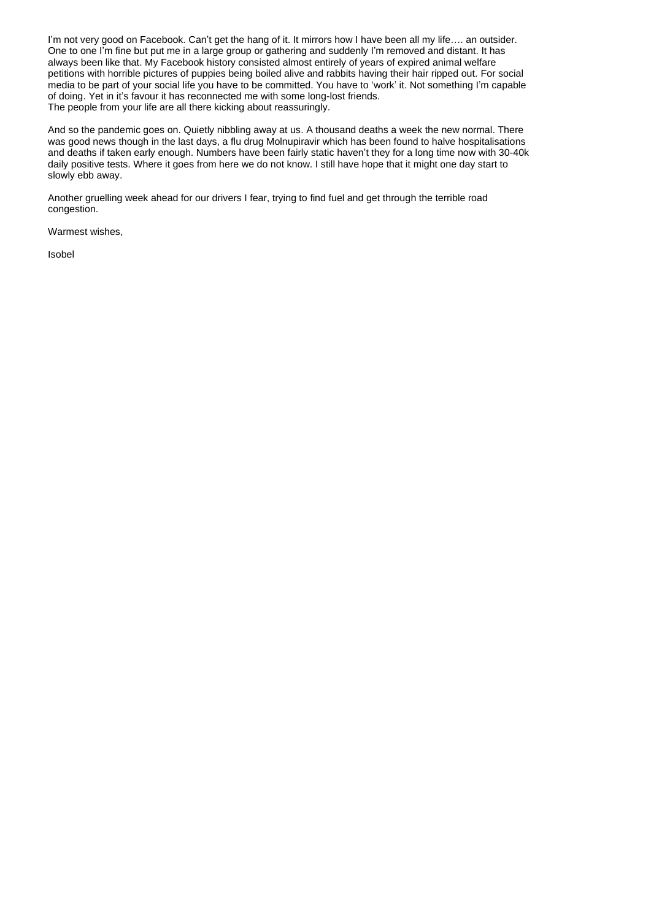I'm not very good on Facebook. Can't get the hang of it. It mirrors how I have been all my life…. an outsider. One to one I'm fine but put me in a large group or gathering and suddenly I'm removed and distant. It has always been like that. My Facebook history consisted almost entirely of years of expired animal welfare petitions with horrible pictures of puppies being boiled alive and rabbits having their hair ripped out. For social media to be part of your social life you have to be committed. You have to 'work' it. Not something I'm capable of doing. Yet in it's favour it has reconnected me with some long-lost friends.
The people from your life are all there kicking about reassuringly.

And so the pandemic goes on. Quietly nibbling away at us. A thousand deaths a week the new normal. There was good news though in the last days, a flu drug Molnupiravir which has been found to halve hospitalisations and deaths if taken early enough. Numbers have been fairly static haven't they for a long time now with 30-40k daily positive tests. Where it goes from here we do not know. I still have hope that it might one day start to slowly ebb away.

Another gruelling week ahead for our drivers I fear, trying to find fuel and get through the terrible road congestion.

Warmest wishes,

Isobel